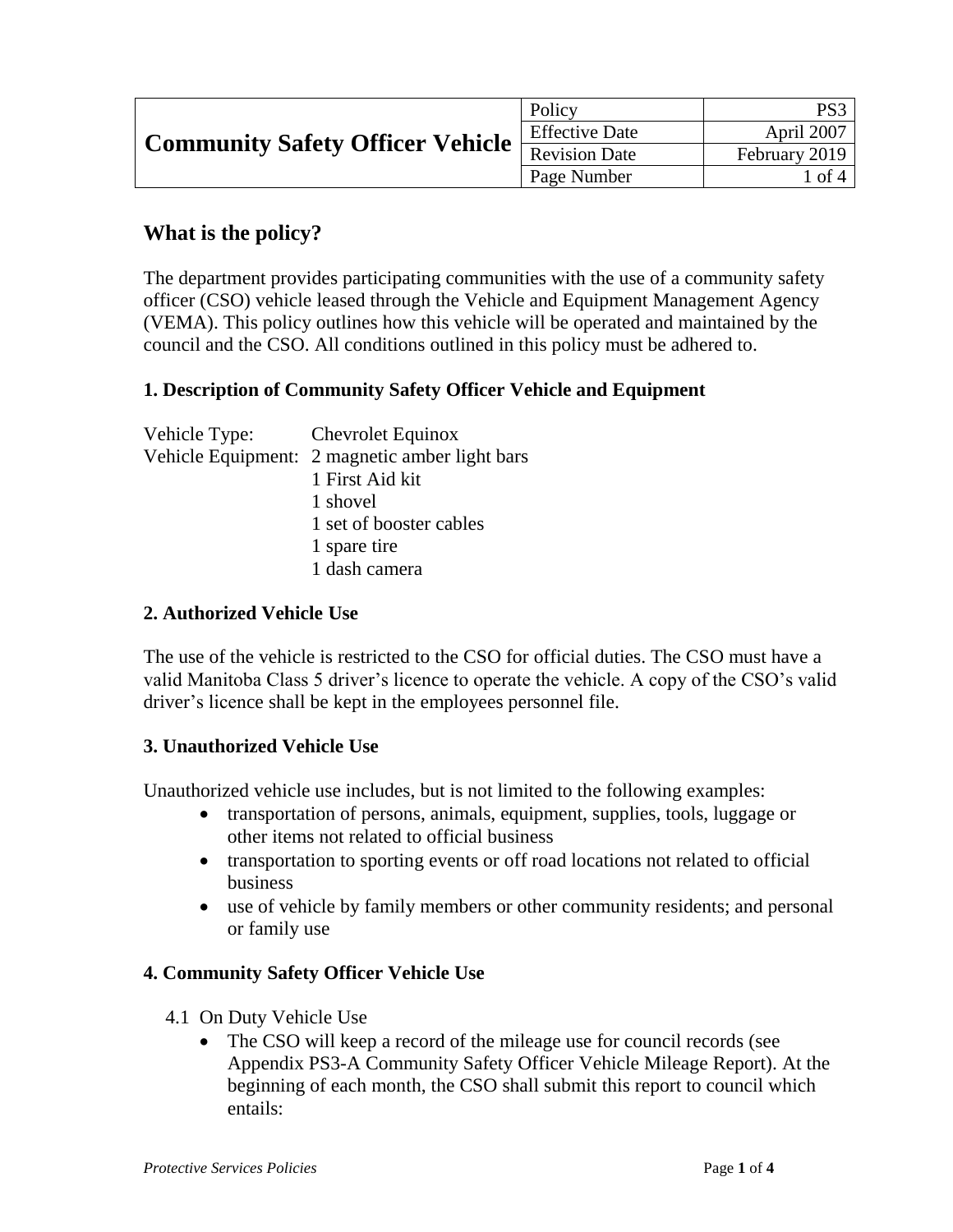| **Community Safety Officer Vehicle** | Policy | PS3 |
|---|---|---|
| | Effective Date | April 2007 |
| | Revision Date | February 2019 |
| | Page Number | 1 of 4 |

## What is the policy?

The department provides participating communities with the use of a community safety officer (CSO) vehicle leased through the Vehicle and Equipment Management Agency (VEMA). This policy outlines how this vehicle will be operated and maintained by the council and the CSO. All conditions outlined in this policy must be adhered to.

### 1. Description of Community Safety Officer Vehicle and Equipment

Vehicle Type: Chevrolet Equinox

Vehicle Equipment: 2 magnetic amber light bars
1 First Aid kit
1 shovel
1 set of booster cables
1 spare tire
1 dash camera

### 2. Authorized Vehicle Use

The use of the vehicle is restricted to the CSO for official duties. The CSO must have a valid Manitoba Class 5 driver's licence to operate the vehicle. A copy of the CSO's valid driver's licence shall be kept in the employees personnel file.

### 3. Unauthorized Vehicle Use

Unauthorized vehicle use includes, but is not limited to the following examples:

- transportation of persons, animals, equipment, supplies, tools, luggage or other items not related to official business
- transportation to sporting events or off road locations not related to official business
- use of vehicle by family members or other community residents; and personal or family use

### 4. Community Safety Officer Vehicle Use

4.1 On Duty Vehicle Use

- The CSO will keep a record of the mileage use for council records (see Appendix PS3-A Community Safety Officer Vehicle Mileage Report). At the beginning of each month, the CSO shall submit this report to council which entails: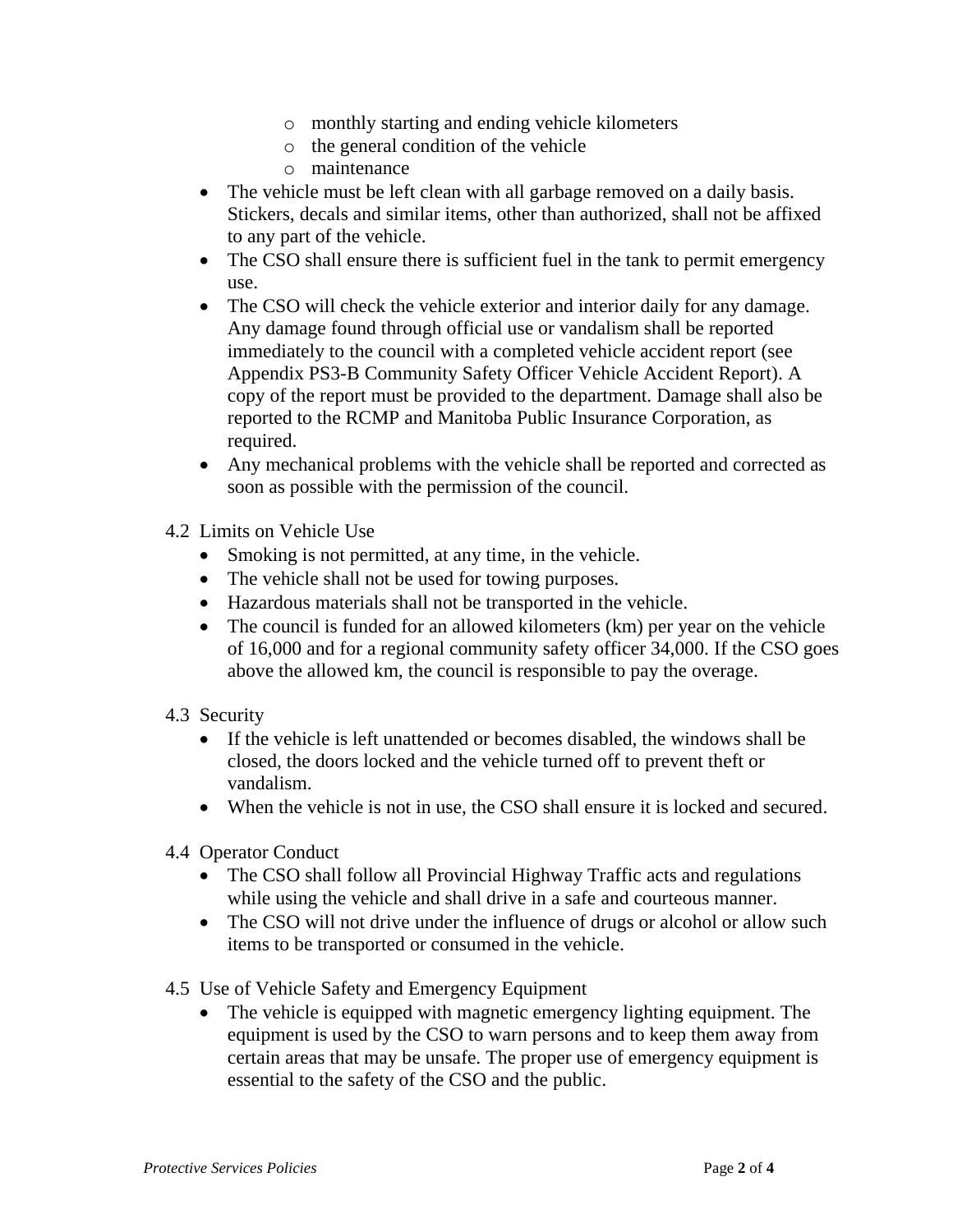- monthly starting and ending vehicle kilometers
   - the general condition of the vehicle
   - maintenance
- The vehicle must be left clean with all garbage removed on a daily basis. Stickers, decals and similar items, other than authorized, shall not be affixed to any part of the vehicle.
- The CSO shall ensure there is sufficient fuel in the tank to permit emergency use.
- The CSO will check the vehicle exterior and interior daily for any damage. Any damage found through official use or vandalism shall be reported immediately to the council with a completed vehicle accident report (see Appendix PS3-B Community Safety Officer Vehicle Accident Report). A copy of the report must be provided to the department. Damage shall also be reported to the RCMP and Manitoba Public Insurance Corporation, as required.
- Any mechanical problems with the vehicle shall be reported and corrected as soon as possible with the permission of the council.

4.2 Limits on Vehicle Use

- Smoking is not permitted, at any time, in the vehicle.
- The vehicle shall not be used for towing purposes.
- Hazardous materials shall not be transported in the vehicle.
- The council is funded for an allowed kilometers (km) per year on the vehicle of 16,000 and for a regional community safety officer 34,000. If the CSO goes above the allowed km, the council is responsible to pay the overage.

4.3 Security

- If the vehicle is left unattended or becomes disabled, the windows shall be closed, the doors locked and the vehicle turned off to prevent theft or vandalism.
- When the vehicle is not in use, the CSO shall ensure it is locked and secured.

4.4 Operator Conduct

- The CSO shall follow all Provincial Highway Traffic acts and regulations while using the vehicle and shall drive in a safe and courteous manner.
- The CSO will not drive under the influence of drugs or alcohol or allow such items to be transported or consumed in the vehicle.

4.5 Use of Vehicle Safety and Emergency Equipment

- The vehicle is equipped with magnetic emergency lighting equipment. The equipment is used by the CSO to warn persons and to keep them away from certain areas that may be unsafe. The proper use of emergency equipment is essential to the safety of the CSO and the public.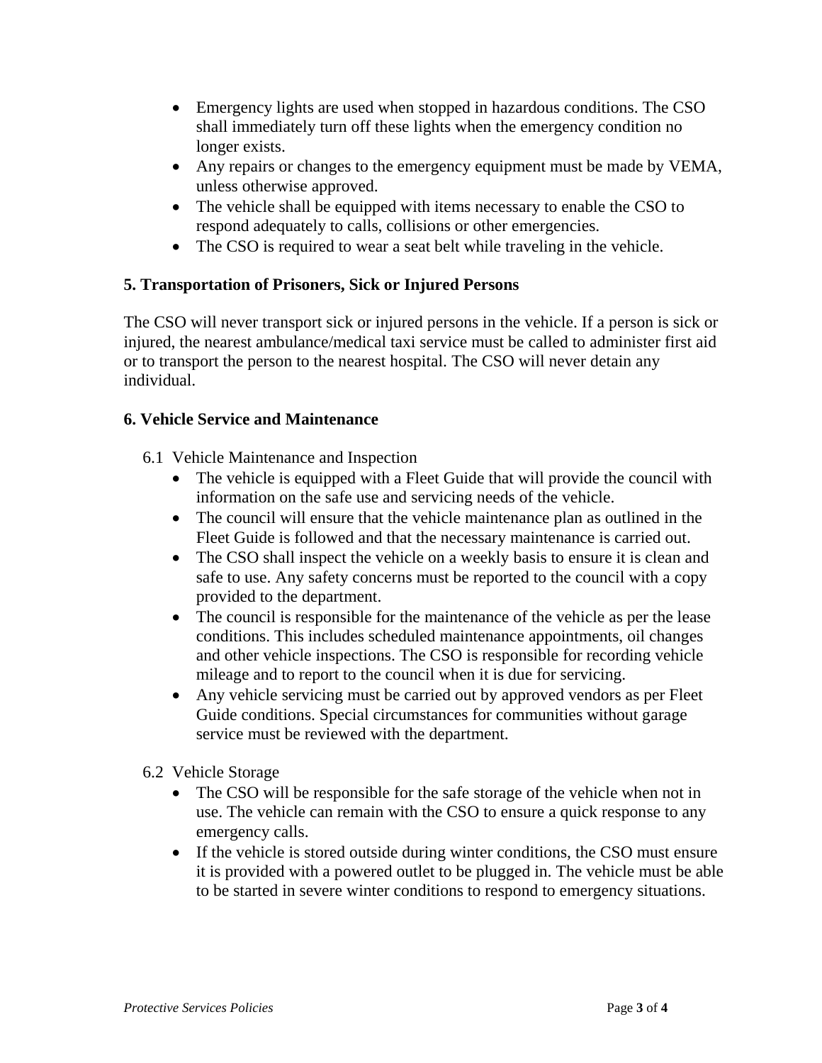- Emergency lights are used when stopped in hazardous conditions. The CSO shall immediately turn off these lights when the emergency condition no longer exists.
- Any repairs or changes to the emergency equipment must be made by VEMA, unless otherwise approved.
- The vehicle shall be equipped with items necessary to enable the CSO to respond adequately to calls, collisions or other emergencies.
- The CSO is required to wear a seat belt while traveling in the vehicle.

### 5. Transportation of Prisoners, Sick or Injured Persons

The CSO will never transport sick or injured persons in the vehicle. If a person is sick or injured, the nearest ambulance/medical taxi service must be called to administer first aid or to transport the person to the nearest hospital. The CSO will never detain any individual.

### 6. Vehicle Service and Maintenance

6.1 Vehicle Maintenance and Inspection

- The vehicle is equipped with a Fleet Guide that will provide the council with information on the safe use and servicing needs of the vehicle.
- The council will ensure that the vehicle maintenance plan as outlined in the Fleet Guide is followed and that the necessary maintenance is carried out.
- The CSO shall inspect the vehicle on a weekly basis to ensure it is clean and safe to use. Any safety concerns must be reported to the council with a copy provided to the department.
- The council is responsible for the maintenance of the vehicle as per the lease conditions. This includes scheduled maintenance appointments, oil changes and other vehicle inspections. The CSO is responsible for recording vehicle mileage and to report to the council when it is due for servicing.
- Any vehicle servicing must be carried out by approved vendors as per Fleet Guide conditions. Special circumstances for communities without garage service must be reviewed with the department.

6.2 Vehicle Storage

- The CSO will be responsible for the safe storage of the vehicle when not in use. The vehicle can remain with the CSO to ensure a quick response to any emergency calls.
- If the vehicle is stored outside during winter conditions, the CSO must ensure it is provided with a powered outlet to be plugged in. The vehicle must be able to be started in severe winter conditions to respond to emergency situations.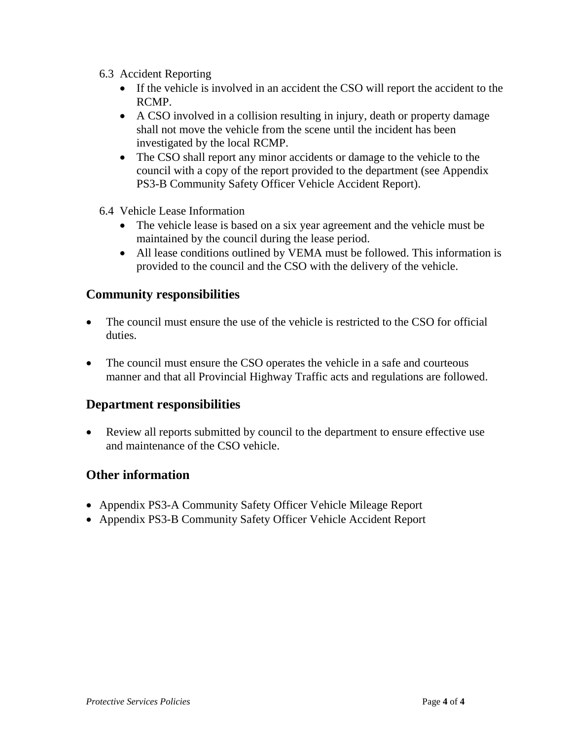6.3 Accident Reporting

- If the vehicle is involved in an accident the CSO will report the accident to the RCMP.
- A CSO involved in a collision resulting in injury, death or property damage shall not move the vehicle from the scene until the incident has been investigated by the local RCMP.
- The CSO shall report any minor accidents or damage to the vehicle to the council with a copy of the report provided to the department (see Appendix PS3-B Community Safety Officer Vehicle Accident Report).

6.4 Vehicle Lease Information

- The vehicle lease is based on a six year agreement and the vehicle must be maintained by the council during the lease period.
- All lease conditions outlined by VEMA must be followed. This information is provided to the council and the CSO with the delivery of the vehicle.

## Community responsibilities

- The council must ensure the use of the vehicle is restricted to the CSO for official duties.
- The council must ensure the CSO operates the vehicle in a safe and courteous manner and that all Provincial Highway Traffic acts and regulations are followed.

## Department responsibilities

- Review all reports submitted by council to the department to ensure effective use and maintenance of the CSO vehicle.

## Other information

- Appendix PS3-A Community Safety Officer Vehicle Mileage Report
- Appendix PS3-B Community Safety Officer Vehicle Accident Report